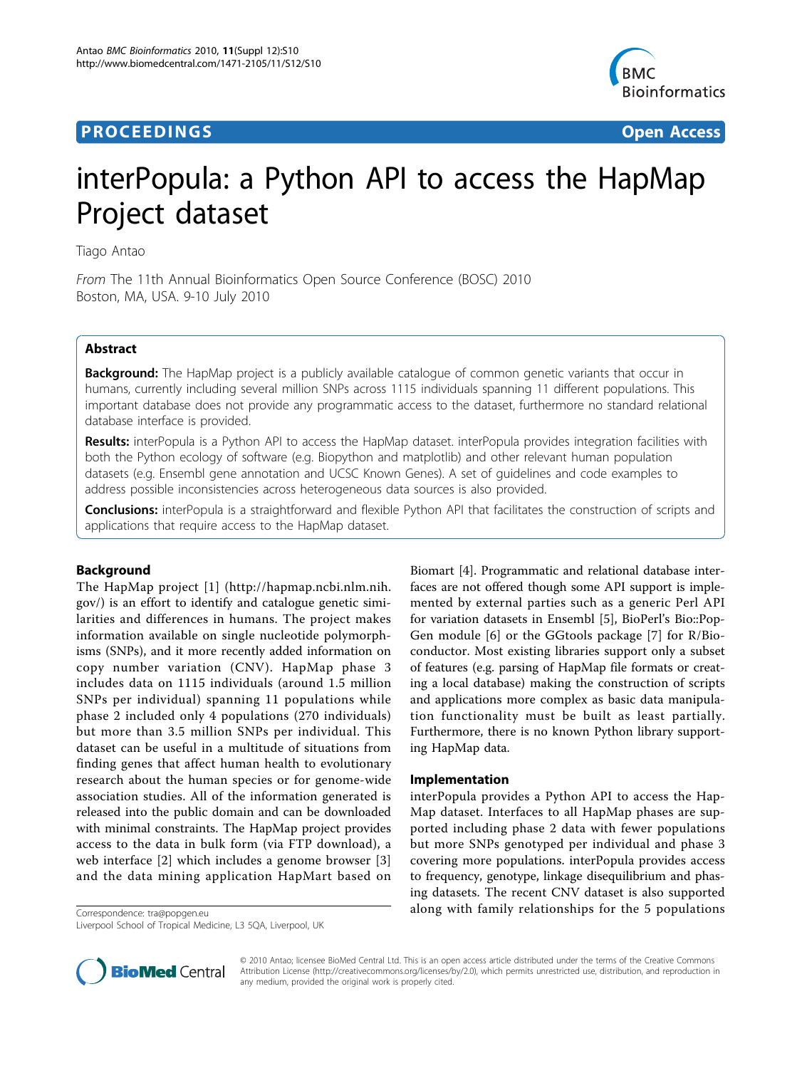**PROCEEDINGS** **Open Access**

# interPopula: a Python API to access the HapMap Project dataset

Tiago Antao

*From* The 11th Annual Bioinformatics Open Source Conference (BOSC) 2010
Boston, MA, USA. 9-10 July 2010

## Abstract

**Background:** The HapMap project is a publicly available catalogue of common genetic variants that occur in humans, currently including several million SNPs across 1115 individuals spanning 11 different populations. This important database does not provide any programmatic access to the dataset, furthermore no standard relational database interface is provided.

**Results:** interPopula is a Python API to access the HapMap dataset. interPopula provides integration facilities with both the Python ecology of software (e.g. Biopython and matplotlib) and other relevant human population datasets (e.g. Ensembl gene annotation and UCSC Known Genes). A set of guidelines and code examples to address possible inconsistencies across heterogeneous data sources is also provided.

**Conclusions:** interPopula is a straightforward and flexible Python API that facilitates the construction of scripts and applications that require access to the HapMap dataset.

## Background

The HapMap project [1] (http://hapmap.ncbi.nlm.nih.gov/) is an effort to identify and catalogue genetic similarities and differences in humans. The project makes information available on single nucleotide polymorphisms (SNPs), and it more recently added information on copy number variation (CNV). HapMap phase 3 includes data on 1115 individuals (around 1.5 million SNPs per individual) spanning 11 populations while phase 2 included only 4 populations (270 individuals) but more than 3.5 million SNPs per individual. This dataset can be useful in a multitude of situations from finding genes that affect human health to evolutionary research about the human species or for genome-wide association studies. All of the information generated is released into the public domain and can be downloaded with minimal constraints. The HapMap project provides access to the data in bulk form (via FTP download), a web interface [2] which includes a genome browser [3] and the data mining application HapMart based on Biomart [4]. Programmatic and relational database interfaces are not offered though some API support is implemented by external parties such as a generic Perl API for variation datasets in Ensembl [5], BioPerl's Bio::PopGen module [6] or the GGtools package [7] for R/Bioconductor. Most existing libraries support only a subset of features (e.g. parsing of HapMap file formats or creating a local database) making the construction of scripts and applications more complex as basic data manipulation functionality must be built as least partially. Furthermore, there is no known Python library supporting HapMap data.

## Implementation

interPopula provides a Python API to access the HapMap dataset. Interfaces to all HapMap phases are supported including phase 2 data with fewer populations but more SNPs genotyped per individual and phase 3 covering more populations. interPopula provides access to frequency, genotype, linkage disequilibrium and phasing datasets. The recent CNV dataset is also supported along with family relationships for the 5 populations

Correspondence: tra@popgen.eu
Liverpool School of Tropical Medicine, L3 5QA, Liverpool, UK

© 2010 Antao; licensee BioMed Central Ltd. This is an open access article distributed under the terms of the Creative Commons Attribution License (http://creativecommons.org/licenses/by/2.0), which permits unrestricted use, distribution, and reproduction in any medium, provided the original work is properly cited.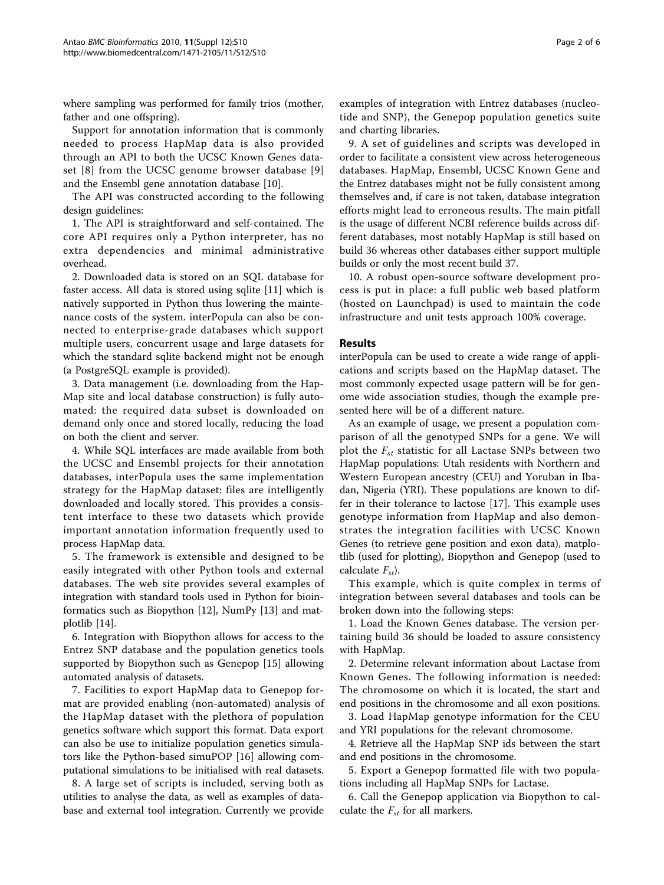where sampling was performed for family trios (mother, father and one offspring).

Support for annotation information that is commonly needed to process HapMap data is also provided through an API to both the UCSC Known Genes dataset [8] from the UCSC genome browser database [9] and the Ensembl gene annotation database [10].

The API was constructed according to the following design guidelines:

1. The API is straightforward and self-contained. The core API requires only a Python interpreter, has no extra dependencies and minimal administrative overhead.

2. Downloaded data is stored on an SQL database for faster access. All data is stored using sqlite [11] which is natively supported in Python thus lowering the maintenance costs of the system. interPopula can also be connected to enterprise-grade databases which support multiple users, concurrent usage and large datasets for which the standard sqlite backend might not be enough (a PostgreSQL example is provided).

3. Data management (i.e. downloading from the HapMap site and local database construction) is fully automated: the required data subset is downloaded on demand only once and stored locally, reducing the load on both the client and server.

4. While SQL interfaces are made available from both the UCSC and Ensembl projects for their annotation databases, interPopula uses the same implementation strategy for the HapMap dataset: files are intelligently downloaded and locally stored. This provides a consistent interface to these two datasets which provide important annotation information frequently used to process HapMap data.

5. The framework is extensible and designed to be easily integrated with other Python tools and external databases. The web site provides several examples of integration with standard tools used in Python for bioinformatics such as Biopython [12], NumPy [13] and matplotlib [14].

6. Integration with Biopython allows for access to the Entrez SNP database and the population genetics tools supported by Biopython such as Genepop [15] allowing automated analysis of datasets.

7. Facilities to export HapMap data to Genepop format are provided enabling (non-automated) analysis of the HapMap dataset with the plethora of population genetics software which support this format. Data export can also be use to initialize population genetics simulators like the Python-based simuPOP [16] allowing computational simulations to be initialised with real datasets.

8. A large set of scripts is included, serving both as utilities to analyse the data, as well as examples of database and external tool integration. Currently we provide examples of integration with Entrez databases (nucleotide and SNP), the Genepop population genetics suite and charting libraries.

9. A set of guidelines and scripts was developed in order to facilitate a consistent view across heterogeneous databases. HapMap, Ensembl, UCSC Known Gene and the Entrez databases might not be fully consistent among themselves and, if care is not taken, database integration efforts might lead to erroneous results. The main pitfall is the usage of different NCBI reference builds across different databases, most notably HapMap is still based on build 36 whereas other databases either support multiple builds or only the most recent build 37.

10. A robust open-source software development process is put in place: a full public web based platform (hosted on Launchpad) is used to maintain the code infrastructure and unit tests approach 100% coverage.

## Results

interPopula can be used to create a wide range of applications and scripts based on the HapMap dataset. The most commonly expected usage pattern will be for genome wide association studies, though the example presented here will be of a different nature.

As an example of usage, we present a population comparison of all the genotyped SNPs for a gene. We will plot the $F_{st}$ statistic for all Lactase SNPs between two HapMap populations: Utah residents with Northern and Western European ancestry (CEU) and Yoruban in Ibadan, Nigeria (YRI). These populations are known to differ in their tolerance to lactose [17]. This example uses genotype information from HapMap and also demonstrates the integration facilities with UCSC Known Genes (to retrieve gene position and exon data), matplotlib (used for plotting), Biopython and Genepop (used to calculate $F_{st}$).

This example, which is quite complex in terms of integration between several databases and tools can be broken down into the following steps:

1. Load the Known Genes database. The version pertaining build 36 should be loaded to assure consistency with HapMap.

2. Determine relevant information about Lactase from Known Genes. The following information is needed: The chromosome on which it is located, the start and end positions in the chromosome and all exon positions.

3. Load HapMap genotype information for the CEU and YRI populations for the relevant chromosome.

4. Retrieve all the HapMap SNP ids between the start and end positions in the chromosome.

5. Export a Genepop formatted file with two populations including all HapMap SNPs for Lactase.

6. Call the Genepop application via Biopython to calculate the $F_{st}$ for all markers.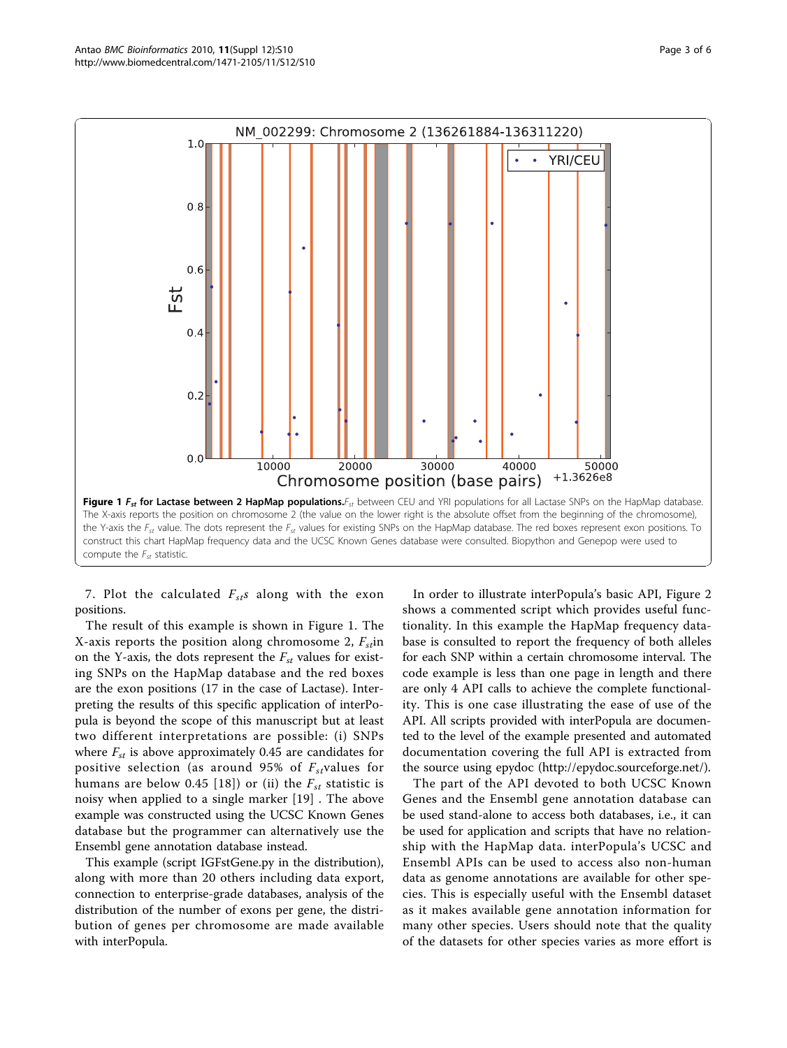NM_002299: Chromosome 2 (136261884-136311220)

YRI/CEU

Fst

0.0
0.2
0.4
0.6
0.8
1.0

10000
20000
30000
40000
50000

Chromosome position (base pairs)

+1.3626e8

**Figure 1 $F_{st}$ for Lactase between 2 HapMap populations.** $F_{st}$ between CEU and YRI populations for all Lactase SNPs on the HapMap database. The X-axis reports the position on chromosome 2 (the value on the lower right is the absolute offset from the beginning of the chromosome), the Y-axis the $F_{st}$ value. The dots represent the $F_{st}$ values for existing SNPs on the HapMap database. The red boxes represent exon positions. To construct this chart HapMap frequency data and the UCSC Known Genes database were consulted. Biopython and Genepop were used to compute the $F_{st}$ statistic.

7. Plot the calculated $F_{st}$s along with the exon positions.

The result of this example is shown in Figure 1. The X-axis reports the position along chromosome 2, $F_{st}$in on the Y-axis, the dots represent the $F_{st}$ values for existing SNPs on the HapMap database and the red boxes are the exon positions (17 in the case of Lactase). Interpreting the results of this specific application of interPopula is beyond the scope of this manuscript but at least two different interpretations are possible: (i) SNPs where $F_{st}$ is above approximately 0.45 are candidates for positive selection (as around 95% of $F_{st}$values for humans are below 0.45 [18]) or (ii) the $F_{st}$ statistic is noisy when applied to a single marker [19] . The above example was constructed using the UCSC Known Genes database but the programmer can alternatively use the Ensembl gene annotation database instead.

This example (script IGFstGene.py in the distribution), along with more than 20 others including data export, connection to enterprise-grade databases, analysis of the distribution of the number of exons per gene, the distribution of genes per chromosome are made available with interPopula.

In order to illustrate interPopula's basic API, Figure 2 shows a commented script which provides useful functionality. In this example the HapMap frequency database is consulted to report the frequency of both alleles for each SNP within a certain chromosome interval. The code example is less than one page in length and there are only 4 API calls to achieve the complete functionality. This is one case illustrating the ease of use of the API. All scripts provided with interPopula are documented to the level of the example presented and automated documentation covering the full API is extracted from the source using epydoc (http://epydoc.sourceforge.net/).

The part of the API devoted to both UCSC Known Genes and the Ensembl gene annotation database can be used stand-alone to access both databases, i.e., it can be used for application and scripts that have no relationship with the HapMap data. interPopula's UCSC and Ensembl APIs can be used to access also non-human data as genome annotations are available for other species. This is especially useful with the Ensembl dataset as it makes available gene annotation information for many other species. Users should note that the quality of the datasets for other species varies as more effort is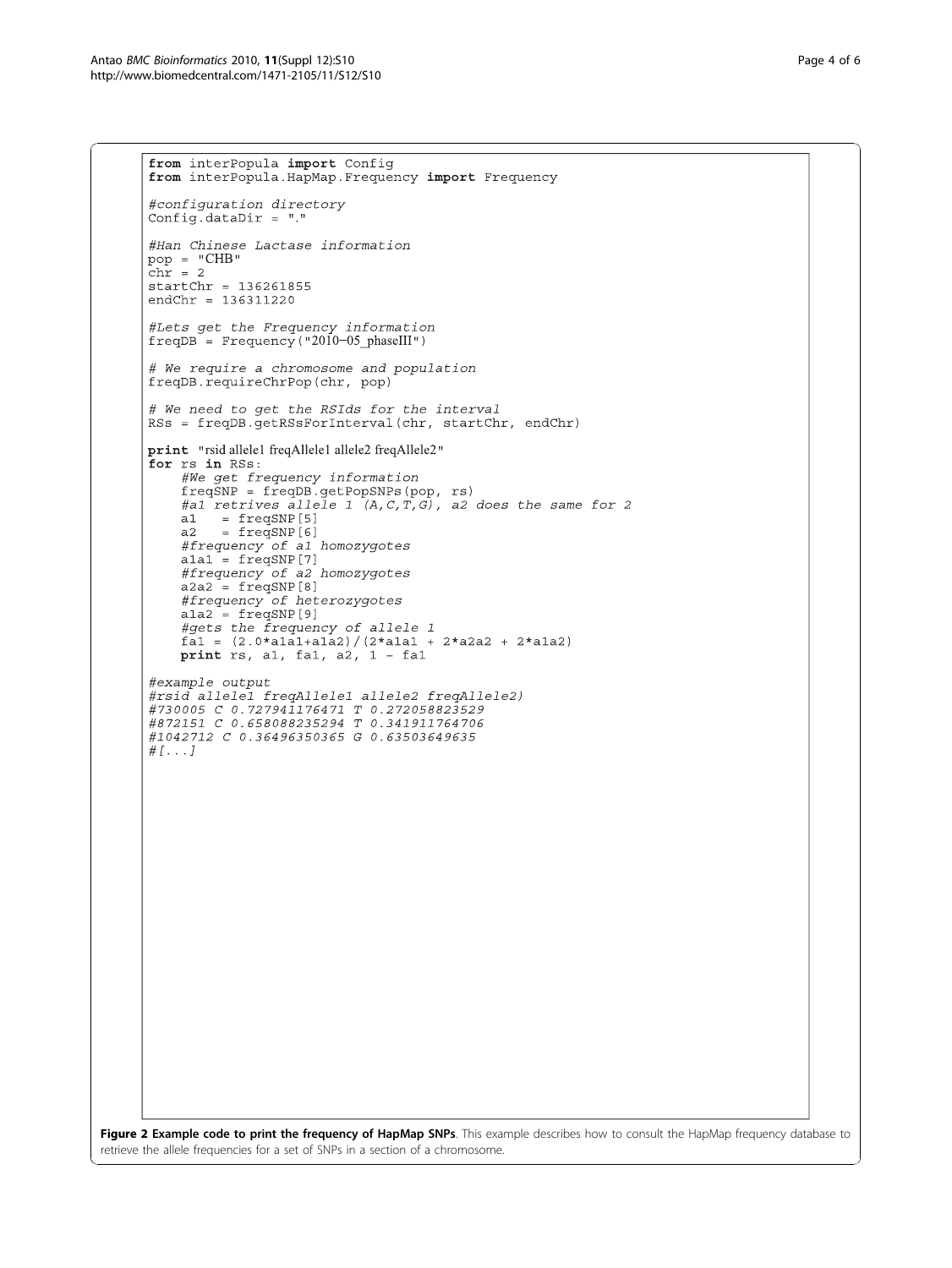```
from interPopula import Config
from interPopula.HapMap.Frequency import Frequency

#configuration directory
Config.dataDir = "."

#Han Chinese Lactase information
pop = "CHB"
chr = 2
startChr = 136261855
endChr = 136311220

#Lets get the Frequency information
freqDB = Frequency("2010-05_phaseIII")

# We require a chromosome and population
freqDB.requireChrPop(chr, pop)

# We need to get the RSIds for the interval
RSs = freqDB.getRSsForInterval(chr, startChr, endChr)

print "rsid allele1 freqAllele1 allele2 freqAllele2"
for rs in RSs:
    #We get frequency information
    freqSNP = freqDB.getPopSNPs(pop, rs)
    #a1 retrives allele 1 (A,C,T,G), a2 does the same for 2
    a1   = freqSNP[5]
    a2   = freqSNP[6]
    #frequency of a1 homozygotes
    a1a1 = freqSNP[7]
    #frequency of a2 homozygotes
    a2a2 = freqSNP[8]
    #frequency of heterozygotes
    a1a2 = freqSNP[9]
    #gets the frequency of allele 1
    fa1 = (2.0*a1a1+a1a2)/(2*a1a1 + 2*a2a2 + 2*a1a2)
    print rs, a1, fa1, a2, 1 - fa1

#example output
#rsid allele1 freqAllele1 allele2 freqAllele2)
#730005 C 0.727941176471 T 0.272058823529
#872151 C 0.658088235294 T 0.341911764706
#1042712 C 0.36496350365 G 0.63503649635
#[...]
```

**Figure 2 Example code to print the frequency of HapMap SNPs**. This example describes how to consult the HapMap frequency database to retrieve the allele frequencies for a set of SNPs in a section of a chromosome.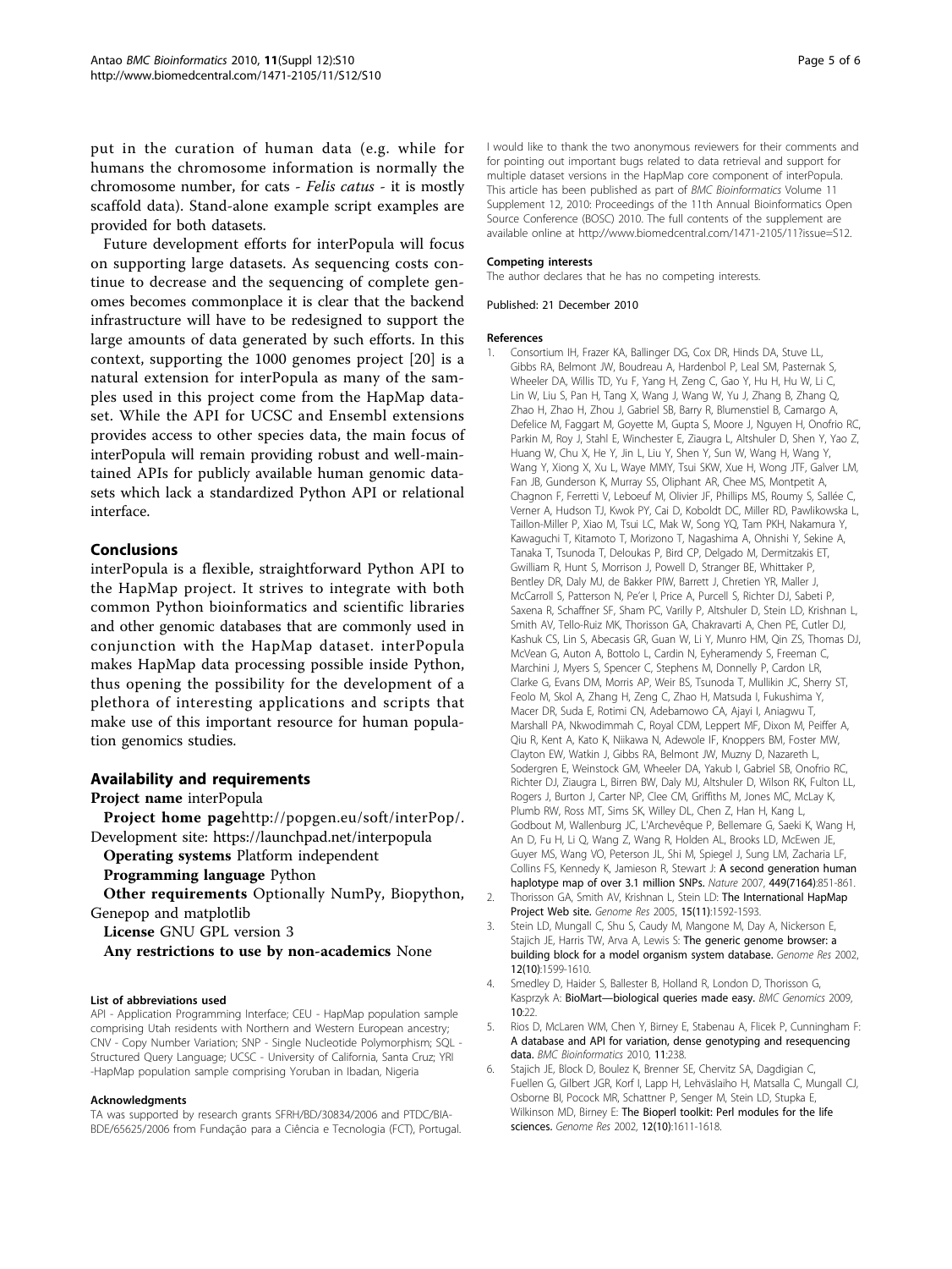put in the curation of human data (e.g. while for humans the chromosome information is normally the chromosome number, for cats - *Felis catus* - it is mostly scaffold data). Stand-alone example script examples are provided for both datasets.

Future development efforts for interPopula will focus on supporting large datasets. As sequencing costs continue to decrease and the sequencing of complete genomes becomes commonplace it is clear that the backend infrastructure will have to be redesigned to support the large amounts of data generated by such efforts. In this context, supporting the 1000 genomes project [20] is a natural extension for interPopula as many of the samples used in this project come from the HapMap dataset. While the API for UCSC and Ensembl extensions provides access to other species data, the main focus of interPopula will remain providing robust and well-maintained APIs for publicly available human genomic datasets which lack a standardized Python API or relational interface.

## Conclusions

interPopula is a flexible, straightforward Python API to the HapMap project. It strives to integrate with both common Python bioinformatics and scientific libraries and other genomic databases that are commonly used in conjunction with the HapMap dataset. interPopula makes HapMap data processing possible inside Python, thus opening the possibility for the development of a plethora of interesting applications and scripts that make use of this important resource for human population genomics studies.

## Availability and requirements

**Project name** interPopula

**Project home page**http://popgen.eu/soft/interPop/. Development site: https://launchpad.net/interpopula

**Operating systems** Platform independent

**Programming language** Python

**Other requirements** Optionally NumPy, Biopython, Genepop and matplotlib

**License** GNU GPL version 3

**Any restrictions to use by non-academics** None

#### List of abbreviations used

API - Application Programming Interface; CEU - HapMap population sample comprising Utah residents with Northern and Western European ancestry; CNV - Copy Number Variation; SNP - Single Nucleotide Polymorphism; SQL - Structured Query Language; UCSC - University of California, Santa Cruz; YRI -HapMap population sample comprising Yoruban in Ibadan, Nigeria

#### Acknowledgments

TA was supported by research grants SFRH/BD/30834/2006 and PTDC/BIA-BDE/65625/2006 from Fundação para a Ciência e Tecnologia (FCT), Portugal. I would like to thank the two anonymous reviewers for their comments and for pointing out important bugs related to data retrieval and support for multiple dataset versions in the HapMap core component of interPopula. This article has been published as part of *BMC Bioinformatics* Volume 11 Supplement 12, 2010: Proceedings of the 11th Annual Bioinformatics Open Source Conference (BOSC) 2010. The full contents of the supplement are available online at http://www.biomedcentral.com/1471-2105/11?issue=S12.

#### Competing interests

The author declares that he has no competing interests.

Published: 21 December 2010

#### References

1. Consortium IH, Frazer KA, Ballinger DG, Cox DR, Hinds DA, Stuve LL, Gibbs RA, Belmont JW, Boudreau A, Hardenbol P, Leal SM, Pasternak S, Wheeler DA, Willis TD, Yu F, Yang H, Zeng C, Gao Y, Hu H, Hu W, Li C, Lin W, Liu S, Pan H, Tang X, Wang J, Wang W, Yu J, Zhang B, Zhang Q, Zhao H, Zhao H, Zhou J, Gabriel SB, Barry R, Blumenstiel B, Camargo A, Defelice M, Faggart M, Goyette M, Gupta S, Moore J, Nguyen H, Onofrio RC, Parkin M, Roy J, Stahl E, Winchester E, Ziaugra L, Altshuler D, Shen Y, Yao Z, Huang W, Chu X, He Y, Jin L, Liu Y, Shen Y, Sun W, Wang H, Wang Y, Wang Y, Xiong X, Xu L, Waye MMY, Tsui SKW, Xue H, Wong JTF, Galver LM, Fan JB, Gunderson K, Murray SS, Oliphant AR, Chee MS, Montpetit A, Chagnon F, Ferretti V, Leboeuf M, Olivier JF, Phillips MS, Roumy S, Sallée C, Verner A, Hudson TJ, Kwok PY, Cai D, Koboldt DC, Miller RD, Pawlikowska L, Taillon-Miller P, Xiao M, Tsui LC, Mak W, Song YQ, Tam PKH, Nakamura Y, Kawaguchi T, Kitamoto T, Morizono T, Nagashima A, Ohnishi Y, Sekine A, Tanaka T, Tsunoda T, Deloukas P, Bird CP, Delgado M, Dermitzakis ET, Gwilliam R, Hunt S, Morrison J, Powell D, Stranger BE, Whittaker P, Bentley DR, Daly MJ, de Bakker PIW, Barrett J, Chretien YR, Maller J, McCarroll S, Patterson N, Pe'er I, Price A, Purcell S, Richter DJ, Sabeti P, Saxena R, Schaffner SF, Sham PC, Varilly P, Altshuler D, Stein LD, Krishnan L, Smith AV, Tello-Ruiz MK, Thorisson GA, Chakravarti A, Chen PE, Cutler DJ, Kashuk CS, Lin S, Abecasis GR, Guan W, Li Y, Munro HM, Qin ZS, Thomas DJ, McVean G, Auton A, Bottolo L, Cardin N, Eyheramendy S, Freeman C, Marchini J, Myers S, Spencer C, Stephens M, Donnelly P, Cardon LR, Clarke G, Evans DM, Morris AP, Weir BS, Tsunoda T, Mullikin JC, Sherry ST, Feolo M, Skol A, Zhang H, Zeng C, Zhao H, Matsuda I, Fukushima Y, Macer DR, Suda E, Rotimi CN, Adebamowo CA, Ajayi I, Aniagwu T, Marshall PA, Nkwodimmah C, Royal CDM, Leppert MF, Dixon M, Peiffer A, Qiu R, Kent A, Kato K, Niikawa N, Adewole IF, Knoppers BM, Foster MW, Clayton EW, Watkin J, Gibbs RA, Belmont JW, Muzny D, Nazareth L, Sodergren E, Weinstock GM, Wheeler DA, Yakub I, Gabriel SB, Onofrio RC, Richter DJ, Ziaugra L, Birren BW, Daly MJ, Altshuler D, Wilson RK, Fulton LL, Rogers J, Burton J, Carter NP, Clee CM, Griffiths M, Jones MC, McLay K, Plumb RW, Ross MT, Sims SK, Willey DL, Chen Z, Han H, Kang L, Godbout M, Wallenburg JC, L'Archevêque P, Bellemare G, Saeki K, Wang H, An D, Fu H, Li Q, Wang Z, Wang R, Holden AL, Brooks LD, McEwen JE, Guyer MS, Wang VO, Peterson JL, Shi M, Spiegel J, Sung LM, Zacharia LF, Collins FS, Kennedy K, Jamieson R, Stewart J: **A second generation human haplotype map of over 3.1 million SNPs.** *Nature* 2007, **449(7164)**:851-861.
2. Thorisson GA, Smith AV, Krishnan L, Stein LD: **The International HapMap Project Web site.** *Genome Res* 2005, **15(11)**:1592-1593.
3. Stein LD, Mungall C, Shu S, Caudy M, Mangone M, Day A, Nickerson E, Stajich JE, Harris TW, Arva A, Lewis S: **The generic genome browser: a building block for a model organism system database.** *Genome Res* 2002, **12(10)**:1599-1610.
4. Smedley D, Haider S, Ballester B, Holland R, London D, Thorisson G, Kasprzyk A: **BioMart—biological queries made easy.** *BMC Genomics* 2009, **10**:22.
5. Rios D, McLaren WM, Chen Y, Birney E, Stabenau A, Flicek P, Cunningham F: **A database and API for variation, dense genotyping and resequencing data.** *BMC Bioinformatics* 2010, **11**:238.
6. Stajich JE, Block D, Boulez K, Brenner SE, Chervitz SA, Dagdigian C, Fuellen G, Gilbert JGR, Korf I, Lapp H, Lehväslaiho H, Matsalla C, Mungall CJ, Osborne BI, Pocock MR, Schattner P, Senger M, Stein LD, Stupka E, Wilkinson MD, Birney E: **The Bioperl toolkit: Perl modules for the life sciences.** *Genome Res* 2002, **12(10)**:1611-1618.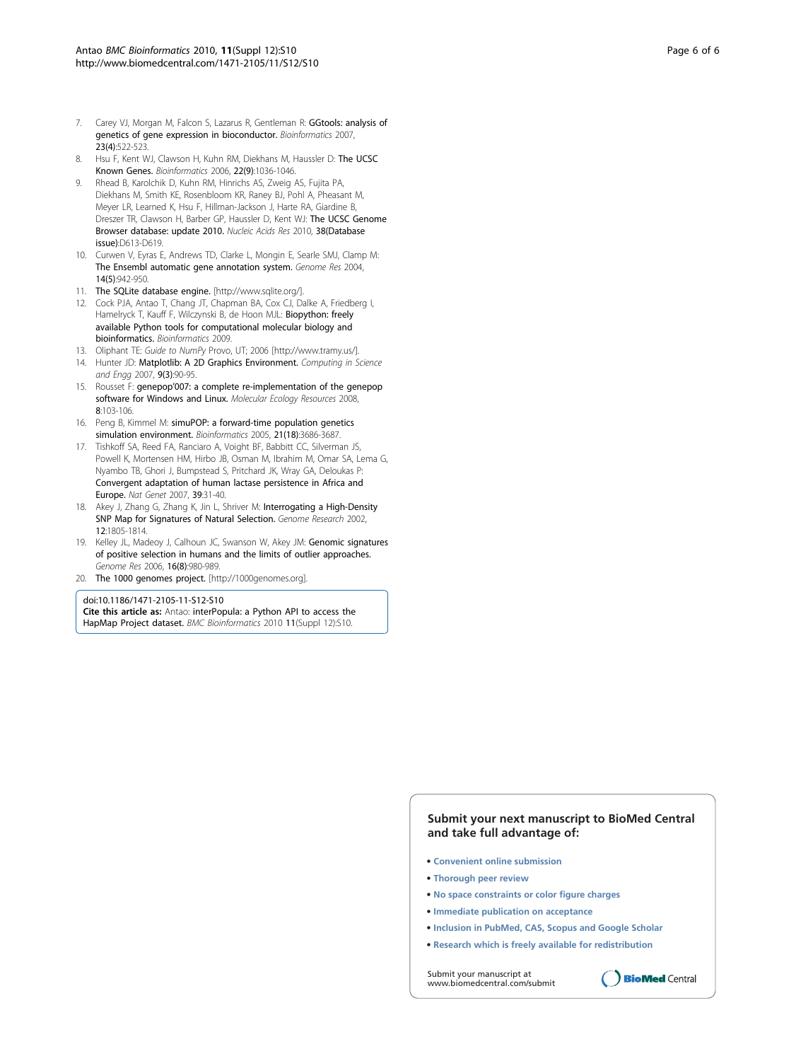7. Carey VJ, Morgan M, Falcon S, Lazarus R, Gentleman R: **GGtools: analysis of genetics of gene expression in bioconductor.** *Bioinformatics* 2007, **23(4)**:522-523.
8. Hsu F, Kent WJ, Clawson H, Kuhn RM, Diekhans M, Haussler D: **The UCSC Known Genes.** *Bioinformatics* 2006, **22(9)**:1036-1046.
9. Rhead B, Karolchik D, Kuhn RM, Hinrichs AS, Zweig AS, Fujita PA, Diekhans M, Smith KE, Rosenbloom KR, Raney BJ, Pohl A, Pheasant M, Meyer LR, Learned K, Hsu F, Hillman-Jackson J, Harte RA, Giardine B, Dreszer TR, Clawson H, Barber GP, Haussler D, Kent WJ: **The UCSC Genome Browser database: update 2010.** *Nucleic Acids Res* 2010, **38(Database issue)**:D613-D619.
10. Curwen V, Eyras E, Andrews TD, Clarke L, Mongin E, Searle SMJ, Clamp M: **The Ensembl automatic gene annotation system.** *Genome Res* 2004, **14(5)**:942-950.
11. **The SQLite database engine.** [http://www.sqlite.org/].
12. Cock PJA, Antao T, Chang JT, Chapman BA, Cox CJ, Dalke A, Friedberg I, Hamelryck T, Kauff F, Wilczynski B, de Hoon MJL: **Biopython: freely available Python tools for computational molecular biology and bioinformatics.** *Bioinformatics* 2009.
13. Oliphant TE: *Guide to NumPy* Provo, UT; 2006 [http://www.tramy.us/].
14. Hunter JD: **Matplotlib: A 2D Graphics Environment.** *Computing in Science and Engg* 2007, **9(3)**:90-95.
15. Rousset F: **genepop'007: a complete re-implementation of the genepop software for Windows and Linux.** *Molecular Ecology Resources* 2008, **8**:103-106.
16. Peng B, Kimmel M: **simuPOP: a forward-time population genetics simulation environment.** *Bioinformatics* 2005, **21(18)**:3686-3687.
17. Tishkoff SA, Reed FA, Ranciaro A, Voight BF, Babbitt CC, Silverman JS, Powell K, Mortensen HM, Hirbo JB, Osman M, Ibrahim M, Omar SA, Lema G, Nyambo TB, Ghori J, Bumpstead S, Pritchard JK, Wray GA, Deloukas P: **Convergent adaptation of human lactase persistence in Africa and Europe.** *Nat Genet* 2007, **39**:31-40.
18. Akey J, Zhang G, Zhang K, Jin L, Shriver M: **Interrogating a High-Density SNP Map for Signatures of Natural Selection.** *Genome Research* 2002, **12**:1805-1814.
19. Kelley JL, Madeoy J, Calhoun JC, Swanson W, Akey JM: **Genomic signatures of positive selection in humans and the limits of outlier approaches.** *Genome Res* 2006, **16(8)**:980-989.
20. **The 1000 genomes project.** [http://1000genomes.org].

doi:10.1186/1471-2105-11-S12-S10
**Cite this article as:** Antao: interPopula: a Python API to access the HapMap Project dataset. *BMC Bioinformatics* 2010 **11**(Suppl 12):S10.

**Submit your next manuscript to BioMed Central and take full advantage of:**

- Convenient online submission
- Thorough peer review
- No space constraints or color figure charges
- Immediate publication on acceptance
- Inclusion in PubMed, CAS, Scopus and Google Scholar
- Research which is freely available for redistribution

Submit your manuscript at
www.biomedcentral.com/submit

BioMed Central